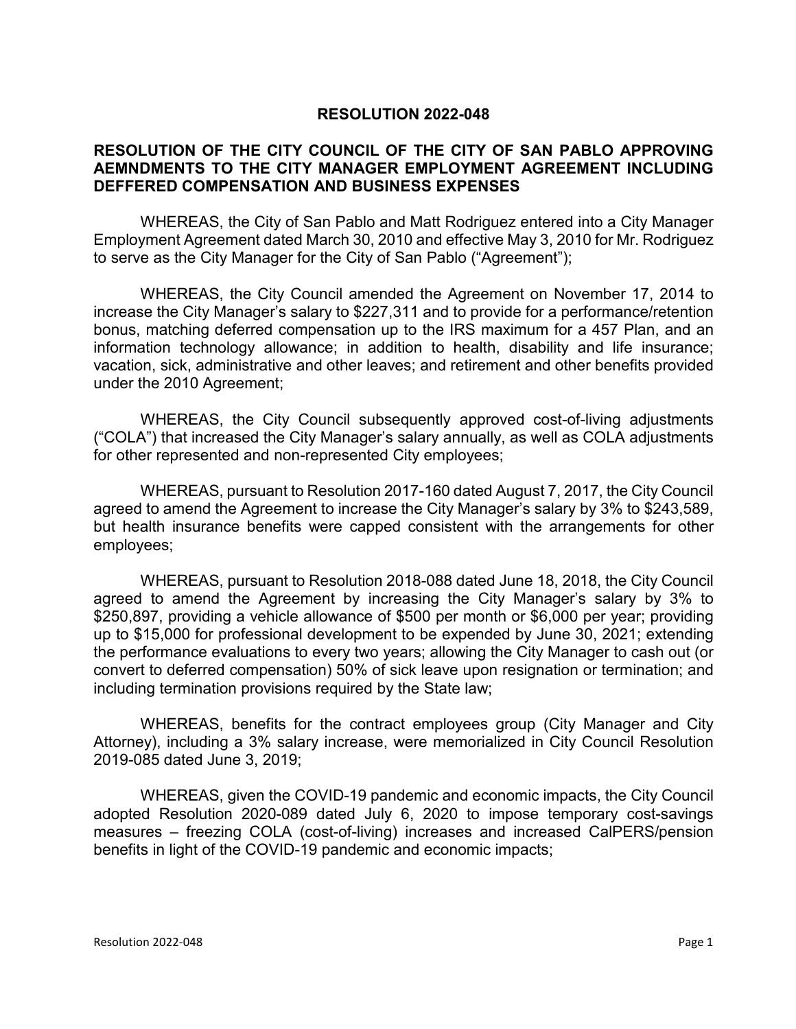# RESOLUTION 2022-048

## RESOLUTION OF THE CITY COUNCIL OF THE CITY OF SAN PABLO APPROVING AEMNDMENTS TO THE CITY MANAGER EMPLOYMENT AGREEMENT INCLUDING DEFFERED COMPENSATION AND BUSINESS EXPENSES

WHEREAS, the City of San Pablo and Matt Rodriguez entered into a City Manager Employment Agreement dated March 30, 2010 and effective May 3, 2010 for Mr. Rodriguez to serve as the City Manager for the City of San Pablo ("Agreement");

WHEREAS, the City Council amended the Agreement on November 17, 2014 to increase the City Manager's salary to $227,311 and to provide for a performance/retention bonus, matching deferred compensation up to the IRS maximum for a 457 Plan, and an information technology allowance; in addition to health, disability and life insurance; vacation, sick, administrative and other leaves; and retirement and other benefits provided under the 2010 Agreement;

WHEREAS, the City Council subsequently approved cost-of-living adjustments ("COLA") that increased the City Manager's salary annually, as well as COLA adjustments for other represented and non-represented City employees;

WHEREAS, pursuant to Resolution 2017-160 dated August 7, 2017, the City Council agreed to amend the Agreement to increase the City Manager's salary by 3% to $243,589, but health insurance benefits were capped consistent with the arrangements for other employees;

WHEREAS, pursuant to Resolution 2018-088 dated June 18, 2018, the City Council agreed to amend the Agreement by increasing the City Manager's salary by 3% to $250,897, providing a vehicle allowance of $500 per month or $6,000 per year; providing up to $15,000 for professional development to be expended by June 30, 2021; extending the performance evaluations to every two years; allowing the City Manager to cash out (or convert to deferred compensation) 50% of sick leave upon resignation or termination; and including termination provisions required by the State law;

WHEREAS, benefits for the contract employees group (City Manager and City Attorney), including a 3% salary increase, were memorialized in City Council Resolution 2019-085 dated June 3, 2019;

WHEREAS, given the COVID-19 pandemic and economic impacts, the City Council adopted Resolution 2020-089 dated July 6, 2020 to impose temporary cost-savings measures – freezing COLA (cost-of-living) increases and increased CalPERS/pension benefits in light of the COVID-19 pandemic and economic impacts;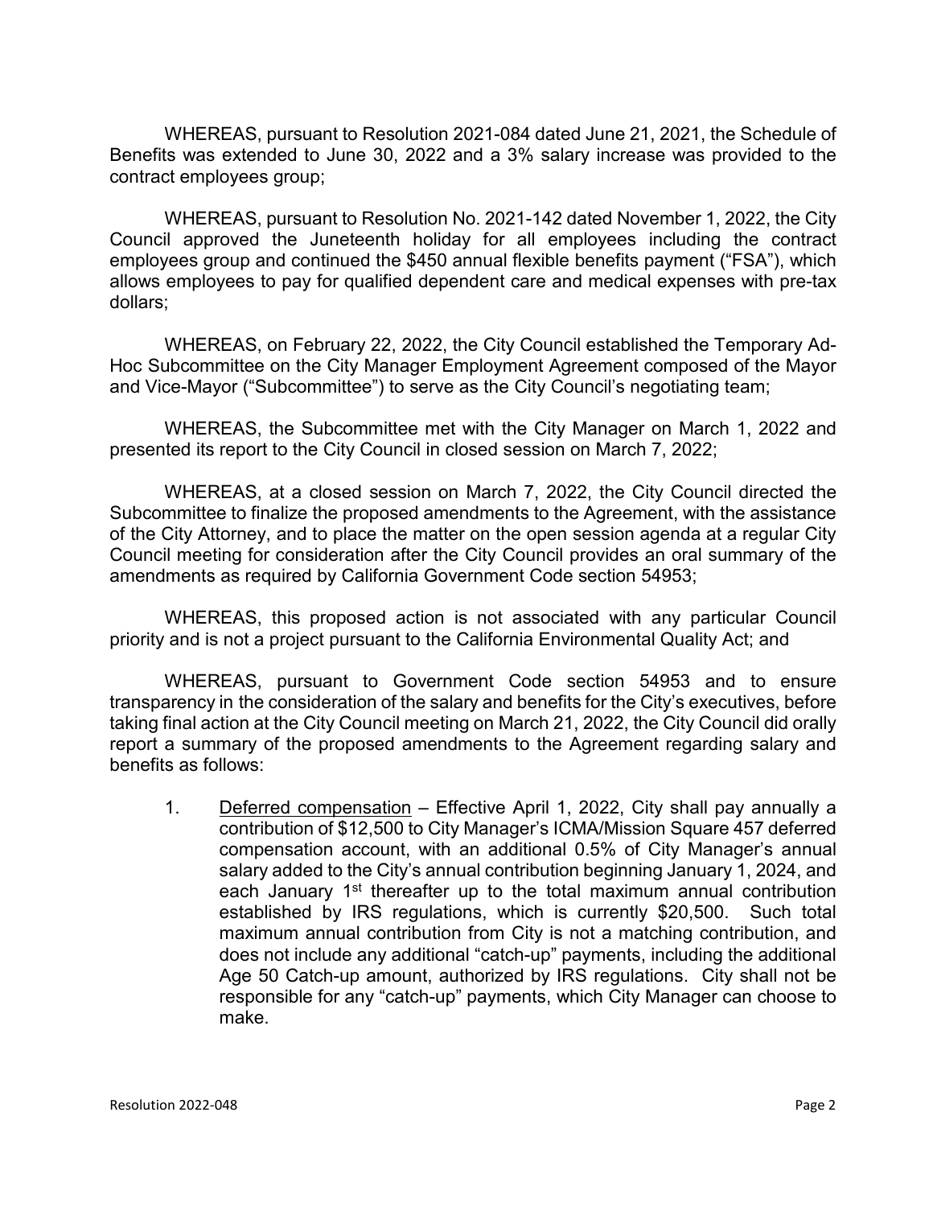WHEREAS, pursuant to Resolution 2021-084 dated June 21, 2021, the Schedule of Benefits was extended to June 30, 2022 and a 3% salary increase was provided to the contract employees group;

WHEREAS, pursuant to Resolution No. 2021-142 dated November 1, 2022, the City Council approved the Juneteenth holiday for all employees including the contract employees group and continued the $450 annual flexible benefits payment ("FSA"), which allows employees to pay for qualified dependent care and medical expenses with pre-tax dollars;

WHEREAS, on February 22, 2022, the City Council established the Temporary Ad-Hoc Subcommittee on the City Manager Employment Agreement composed of the Mayor and Vice-Mayor ("Subcommittee") to serve as the City Council's negotiating team;

WHEREAS, the Subcommittee met with the City Manager on March 1, 2022 and presented its report to the City Council in closed session on March 7, 2022;

WHEREAS, at a closed session on March 7, 2022, the City Council directed the Subcommittee to finalize the proposed amendments to the Agreement, with the assistance of the City Attorney, and to place the matter on the open session agenda at a regular City Council meeting for consideration after the City Council provides an oral summary of the amendments as required by California Government Code section 54953;

WHEREAS, this proposed action is not associated with any particular Council priority and is not a project pursuant to the California Environmental Quality Act; and

WHEREAS, pursuant to Government Code section 54953 and to ensure transparency in the consideration of the salary and benefits for the City's executives, before taking final action at the City Council meeting on March 21, 2022, the City Council did orally report a summary of the proposed amendments to the Agreement regarding salary and benefits as follows:

1. Deferred compensation – Effective April 1, 2022, City shall pay annually a contribution of $12,500 to City Manager's ICMA/Mission Square 457 deferred compensation account, with an additional 0.5% of City Manager's annual salary added to the City's annual contribution beginning January 1, 2024, and each January 1st thereafter up to the total maximum annual contribution established by IRS regulations, which is currently $20,500. Such total maximum annual contribution from City is not a matching contribution, and does not include any additional "catch-up" payments, including the additional Age 50 Catch-up amount, authorized by IRS regulations. City shall not be responsible for any "catch-up" payments, which City Manager can choose to make.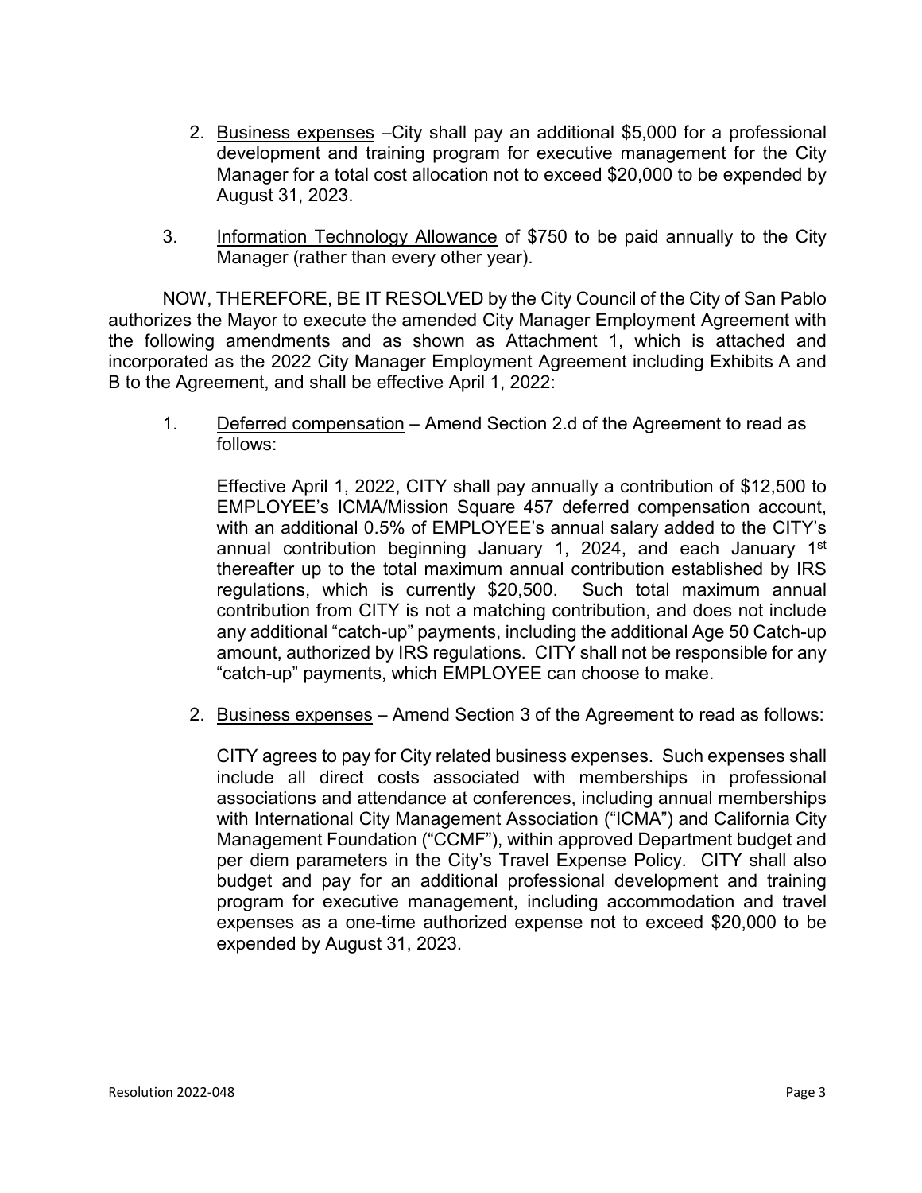2. Business expenses –City shall pay an additional $5,000 for a professional development and training program for executive management for the City Manager for a total cost allocation not to exceed $20,000 to be expended by August 31, 2023.

3. Information Technology Allowance of $750 to be paid annually to the City Manager (rather than every other year).

NOW, THEREFORE, BE IT RESOLVED by the City Council of the City of San Pablo authorizes the Mayor to execute the amended City Manager Employment Agreement with the following amendments and as shown as Attachment 1, which is attached and incorporated as the 2022 City Manager Employment Agreement including Exhibits A and B to the Agreement, and shall be effective April 1, 2022:

1. Deferred compensation – Amend Section 2.d of the Agreement to read as follows:

   Effective April 1, 2022, CITY shall pay annually a contribution of $12,500 to EMPLOYEE's ICMA/Mission Square 457 deferred compensation account, with an additional 0.5% of EMPLOYEE's annual salary added to the CITY's annual contribution beginning January 1, 2024, and each January 1st thereafter up to the total maximum annual contribution established by IRS regulations, which is currently $20,500. Such total maximum annual contribution from CITY is not a matching contribution, and does not include any additional "catch-up" payments, including the additional Age 50 Catch-up amount, authorized by IRS regulations. CITY shall not be responsible for any "catch-up" payments, which EMPLOYEE can choose to make.

2. Business expenses – Amend Section 3 of the Agreement to read as follows:

   CITY agrees to pay for City related business expenses. Such expenses shall include all direct costs associated with memberships in professional associations and attendance at conferences, including annual memberships with International City Management Association ("ICMA") and California City Management Foundation ("CCMF"), within approved Department budget and per diem parameters in the City's Travel Expense Policy. CITY shall also budget and pay for an additional professional development and training program for executive management, including accommodation and travel expenses as a one-time authorized expense not to exceed $20,000 to be expended by August 31, 2023.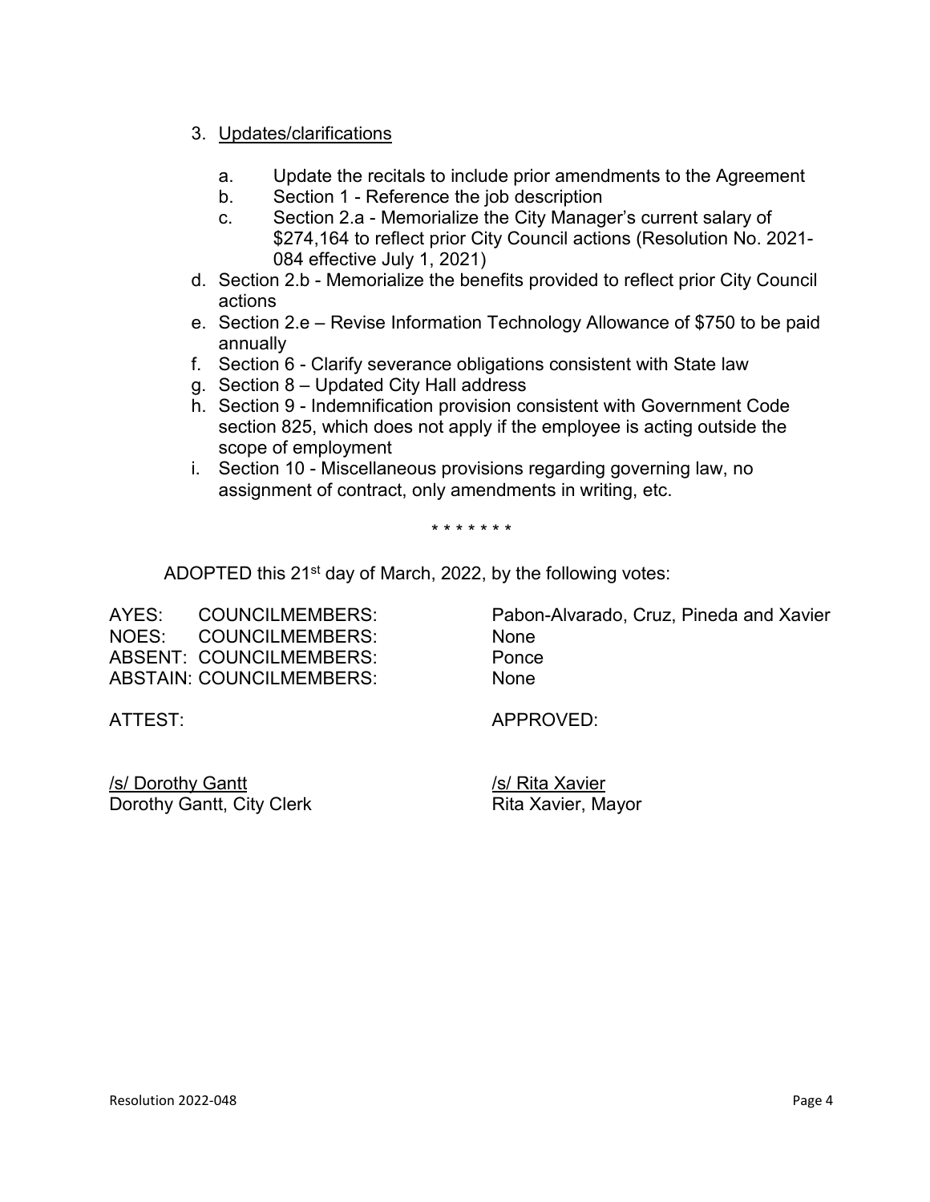3. <u>Updates/clarifications</u>

    a. Update the recitals to include prior amendments to the Agreement
    b. Section 1 - Reference the job description
    c. Section 2.a - Memorialize the City Manager's current salary of $274,164 to reflect prior City Council actions (Resolution No. 2021-084 effective July 1, 2021)
    d. Section 2.b - Memorialize the benefits provided to reflect prior City Council actions
    e. Section 2.e – Revise Information Technology Allowance of $750 to be paid annually
    f. Section 6 - Clarify severance obligations consistent with State law
    g. Section 8 – Updated City Hall address
    h. Section 9 - Indemnification provision consistent with Government Code section 825, which does not apply if the employee is acting outside the scope of employment
    i. Section 10 - Miscellaneous provisions regarding governing law, no assignment of contract, only amendments in writing, etc.

\* \* \* \* \* \* \*

ADOPTED this 21st day of March, 2022, by the following votes:

| | |
|---|---|
| AYES: COUNCILMEMBERS: | Pabon-Alvarado, Cruz, Pineda and Xavier |
| NOES: COUNCILMEMBERS: | None |
| ABSENT: COUNCILMEMBERS: | Ponce |
| ABSTAIN: COUNCILMEMBERS: | None |

ATTEST:

<u>/s/ Dorothy Gantt</u>
Dorothy Gantt, City Clerk

APPROVED:

<u>/s/ Rita Xavier</u>
Rita Xavier, Mayor